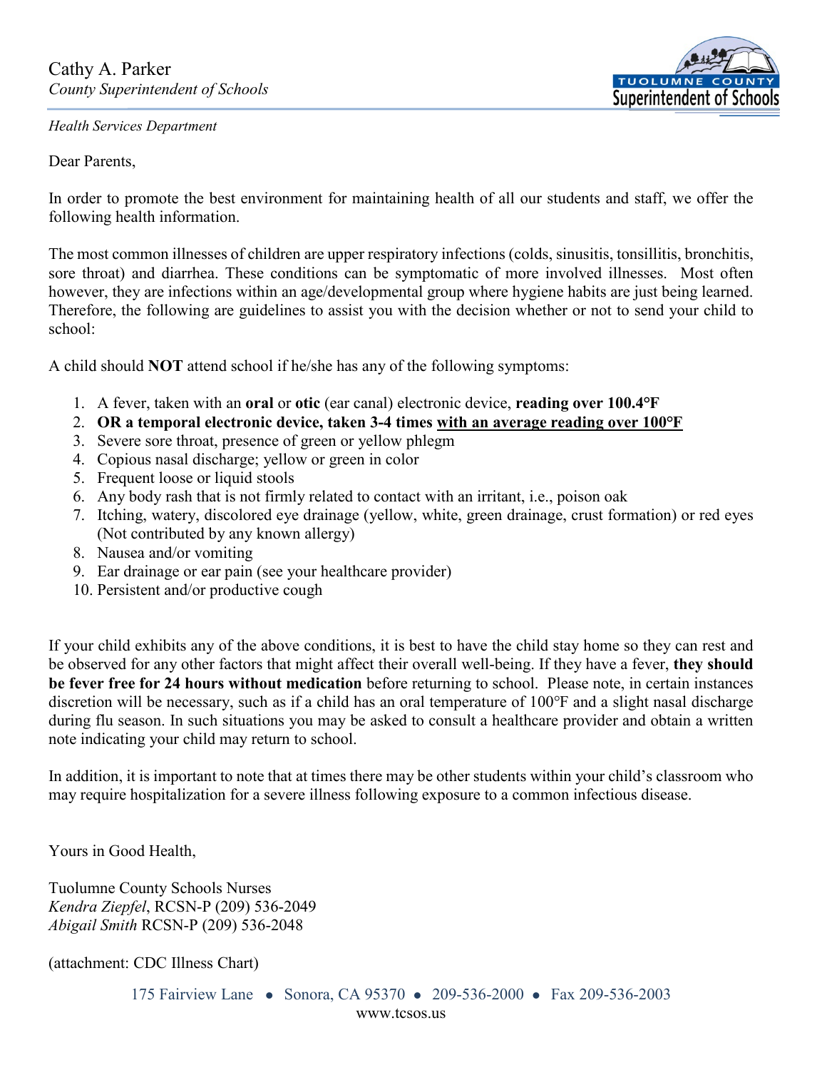Cathy A. Parker
*County Superintendent of Schools*

TUOLUMNE COUNTY
Superintendent of Schools

*Health Services Department*

Dear Parents,

In order to promote the best environment for maintaining health of all our students and staff, we offer the following health information.

The most common illnesses of children are upper respiratory infections (colds, sinusitis, tonsillitis, bronchitis, sore throat) and diarrhea. These conditions can be symptomatic of more involved illnesses. Most often however, they are infections within an age/developmental group where hygiene habits are just being learned. Therefore, the following are guidelines to assist you with the decision whether or not to send your child to school:

A child should **NOT** attend school if he/she has any of the following symptoms:

1. A fever, taken with an **oral** or **otic** (ear canal) electronic device, **reading over 100.4°F**
2. **OR a temporal electronic device, taken 3-4 times with an average reading over 100°F**
3. Severe sore throat, presence of green or yellow phlegm
4. Copious nasal discharge; yellow or green in color
5. Frequent loose or liquid stools
6. Any body rash that is not firmly related to contact with an irritant, i.e., poison oak
7. Itching, watery, discolored eye drainage (yellow, white, green drainage, crust formation) or red eyes (Not contributed by any known allergy)
8. Nausea and/or vomiting
9. Ear drainage or ear pain (see your healthcare provider)
10. Persistent and/or productive cough

If your child exhibits any of the above conditions, it is best to have the child stay home so they can rest and be observed for any other factors that might affect their overall well-being. If they have a fever, **they should be fever free for 24 hours without medication** before returning to school. Please note, in certain instances discretion will be necessary, such as if a child has an oral temperature of 100°F and a slight nasal discharge during flu season. In such situations you may be asked to consult a healthcare provider and obtain a written note indicating your child may return to school.

In addition, it is important to note that at times there may be other students within your child's classroom who may require hospitalization for a severe illness following exposure to a common infectious disease.

Yours in Good Health,

Tuolumne County Schools Nurses
*Kendra Ziepfel*, RCSN-P (209) 536-2049
*Abigail Smith* RCSN-P (209) 536-2048

(attachment: CDC Illness Chart)

175 Fairview Lane • Sonora, CA 95370 • 209-536-2000 • Fax 209-536-2003
www.tcsos.us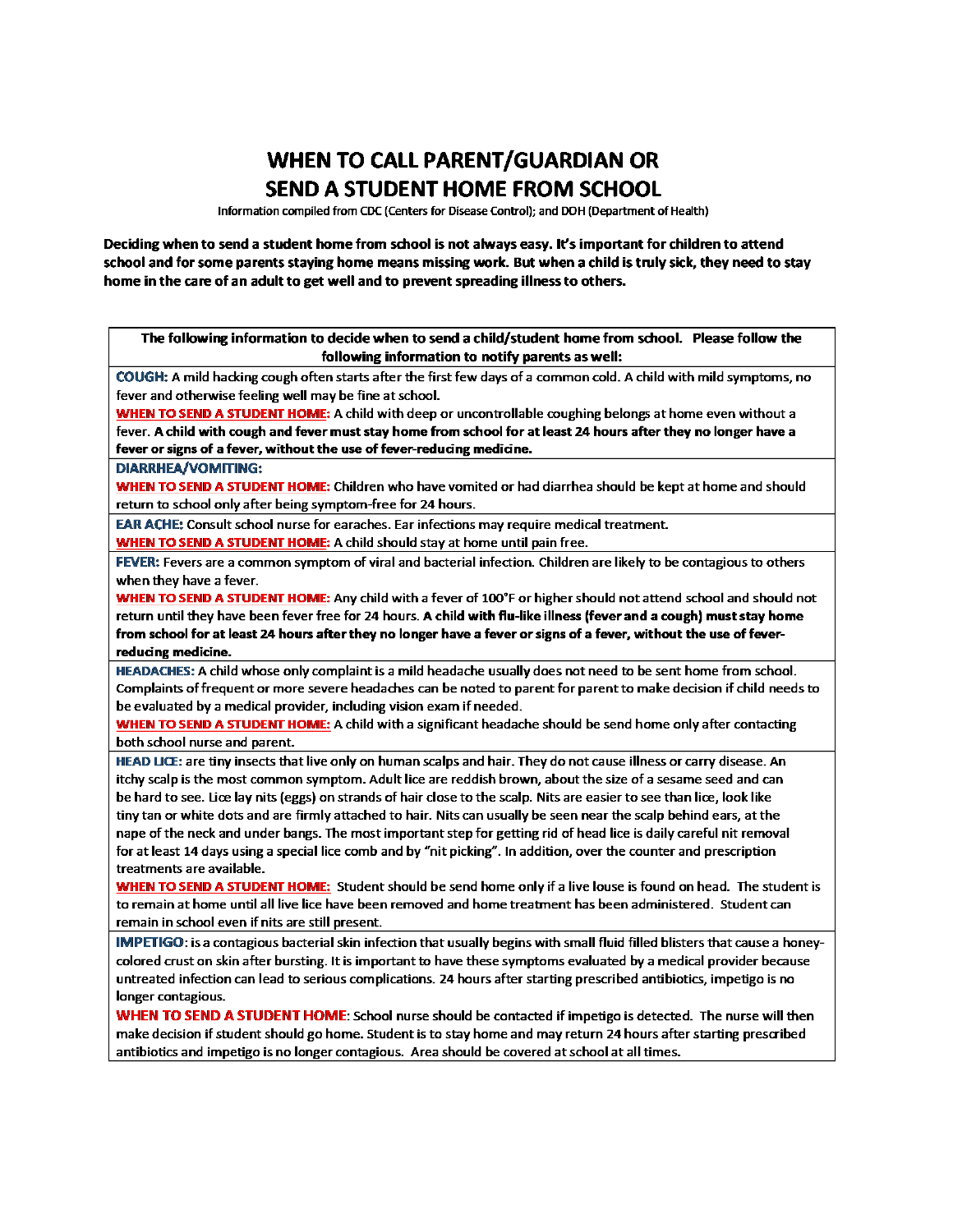# WHEN TO CALL PARENT/GUARDIAN OR SEND A STUDENT HOME FROM SCHOOL

Information compiled from CDC (Centers for Disease Control); and DOH (Department of Health)

**Deciding when to send a student home from school is not always easy. It's important for children to attend school and for some parents staying home means missing work. But when a child is truly sick, they need to stay home in the care of an adult to get well and to prevent spreading illness to others.**

| **The following information to decide when to send a child/student home from school. Please follow the following information to notify parents as well:** |
|---|
| **COUGH:** A mild hacking cough often starts after the first few days of a common cold. A child with mild symptoms, no fever and otherwise feeling well may be fine at school.<br>**WHEN TO SEND A STUDENT HOME:** A child with deep or uncontrollable coughing belongs at home even without a fever. **A child with cough and fever must stay home from school for at least 24 hours after they no longer have a fever or signs of a fever, without the use of fever-reducing medicine.** |
| **DIARRHEA/VOMITING:**<br>**WHEN TO SEND A STUDENT HOME:** Children who have vomited or had diarrhea should be kept at home and should return to school only after being symptom-free for 24 hours. |
| **EAR ACHE:** Consult school nurse for earaches. Ear infections may require medical treatment.<br>**WHEN TO SEND A STUDENT HOME:** A child should stay at home until pain free. |
| **FEVER:** Fevers are a common symptom of viral and bacterial infection. Children are likely to be contagious to others when they have a fever.<br>**WHEN TO SEND A STUDENT HOME:** Any child with a fever of 100°F or higher should not attend school and should not return until they have been fever free for 24 hours. **A child with flu-like illness (fever and a cough) must stay home from school for at least 24 hours after they no longer have a fever or signs of a fever, without the use of fever-reducing medicine.** |
| **HEADACHES:** A child whose only complaint is a mild headache usually does not need to be sent home from school. Complaints of frequent or more severe headaches can be noted to parent for parent to make decision if child needs to be evaluated by a medical provider, including vision exam if needed.<br>**WHEN TO SEND A STUDENT HOME:** A child with a significant headache should be send home only after contacting both school nurse and parent. |
| **HEAD LICE:** are tiny insects that live only on human scalps and hair. They do not cause illness or carry disease. An itchy scalp is the most common symptom. Adult lice are reddish brown, about the size of a sesame seed and can be hard to see. Lice lay nits (eggs) on strands of hair close to the scalp. Nits are easier to see than lice, look like tiny tan or white dots and are firmly attached to hair. Nits can usually be seen near the scalp behind ears, at the nape of the neck and under bangs. The most important step for getting rid of head lice is daily careful nit removal for at least 14 days using a special lice comb and by "nit picking". In addition, over the counter and prescription treatments are available.<br>**WHEN TO SEND A STUDENT HOME:** Student should be send home only if a live louse is found on head. The student is to remain at home until all live lice have been removed and home treatment has been administered. Student can remain in school even if nits are still present. |
| **IMPETIGO:** is a contagious bacterial skin infection that usually begins with small fluid filled blisters that cause a honey-colored crust on skin after bursting. It is important to have these symptoms evaluated by a medical provider because untreated infection can lead to serious complications. 24 hours after starting prescribed antibiotics, impetigo is no longer contagious.<br>**WHEN TO SEND A STUDENT HOME:** School nurse should be contacted if impetigo is detected. The nurse will then make decision if student should go home. Student is to stay home and may return 24 hours after starting prescribed antibiotics and impetigo is no longer contagious. Area should be covered at school at all times. |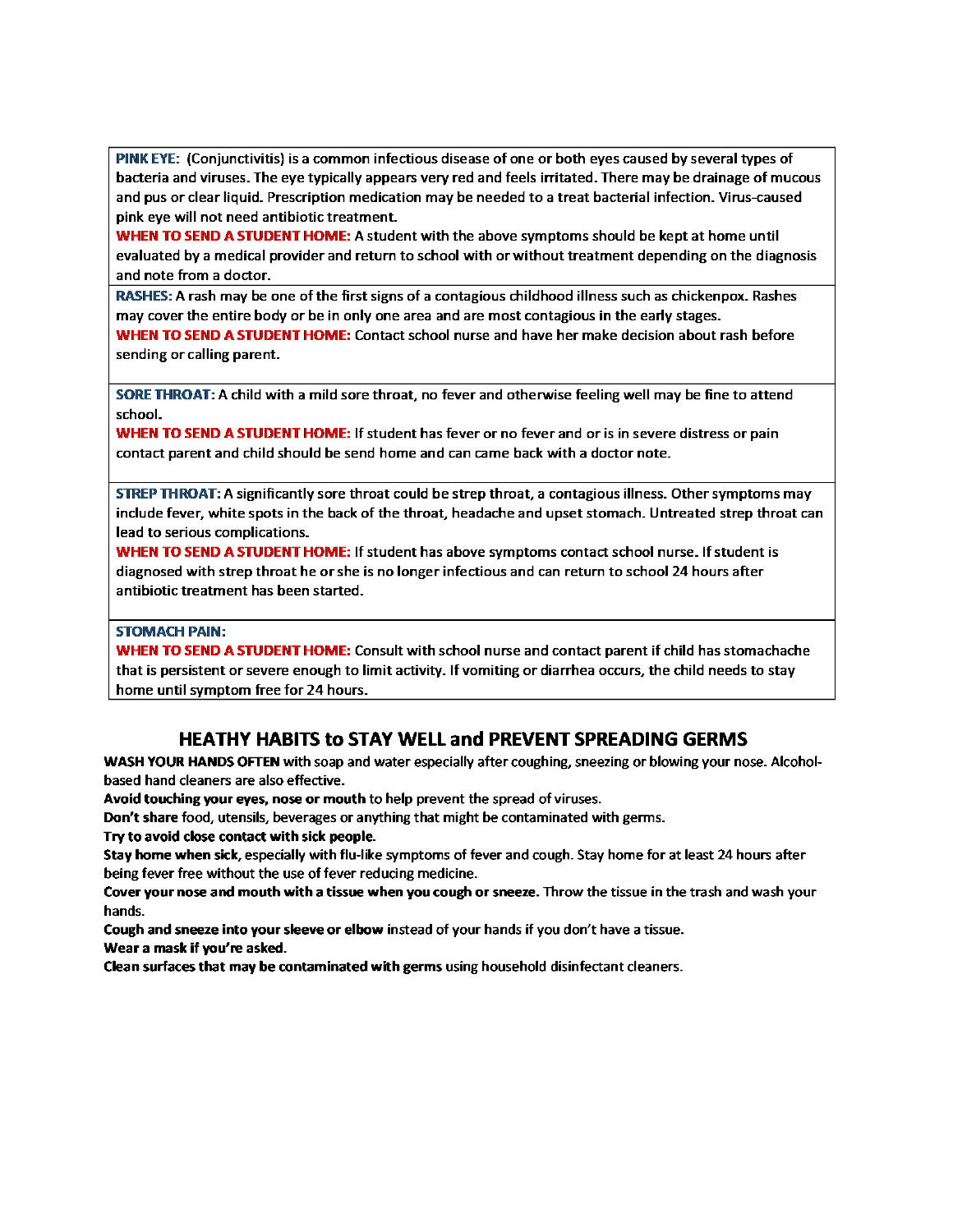**PINK EYE:** (Conjunctivitis) is a common infectious disease of one or both eyes caused by several types of bacteria and viruses. The eye typically appears very red and feels irritated. There may be drainage of mucous and pus or clear liquid. Prescription medication may be needed to a treat bacterial infection. Virus-caused pink eye will not need antibiotic treatment.
**WHEN TO SEND A STUDENT HOME:** A student with the above symptoms should be kept at home until evaluated by a medical provider and return to school with or without treatment depending on the diagnosis and note from a doctor.

**RASHES:** A rash may be one of the first signs of a contagious childhood illness such as chickenpox. Rashes may cover the entire body or be in only one area and are most contagious in the early stages.
**WHEN TO SEND A STUDENT HOME:** Contact school nurse and have her make decision about rash before sending or calling parent.

**SORE THROAT:** A child with a mild sore throat, no fever and otherwise feeling well may be fine to attend school.
**WHEN TO SEND A STUDENT HOME:** If student has fever or no fever and or is in severe distress or pain contact parent and child should be send home and can came back with a doctor note.

**STREP THROAT:** A significantly sore throat could be strep throat, a contagious illness. Other symptoms may include fever, white spots in the back of the throat, headache and upset stomach. Untreated strep throat can lead to serious complications.
**WHEN TO SEND A STUDENT HOME:** If student has above symptoms contact school nurse. If student is diagnosed with strep throat he or she is no longer infectious and can return to school 24 hours after antibiotic treatment has been started.

**STOMACH PAIN:**
**WHEN TO SEND A STUDENT HOME:** Consult with school nurse and contact parent if child has stomachache that is persistent or severe enough to limit activity. If vomiting or diarrhea occurs, the child needs to stay home until symptom free for 24 hours.

## HEATHY HABITS to STAY WELL and PREVENT SPREADING GERMS

**WASH YOUR HANDS OFTEN** with soap and water especially after coughing, sneezing or blowing your nose. Alcohol-based hand cleaners are also effective.
**Avoid touching your eyes, nose or mouth** to help prevent the spread of viruses.
**Don't share** food, utensils, beverages or anything that might be contaminated with germs.
**Try to avoid close contact with sick people.**
**Stay home when sick**, especially with flu-like symptoms of fever and cough. Stay home for at least 24 hours after being fever free without the use of fever reducing medicine.
**Cover your nose and mouth with a tissue when you cough or sneeze.** Throw the tissue in the trash and wash your hands.
**Cough and sneeze into your sleeve or elbow** instead of your hands if you don't have a tissue.
**Wear a mask if you're asked.**
**Clean surfaces that may be contaminated with germs** using household disinfectant cleaners.